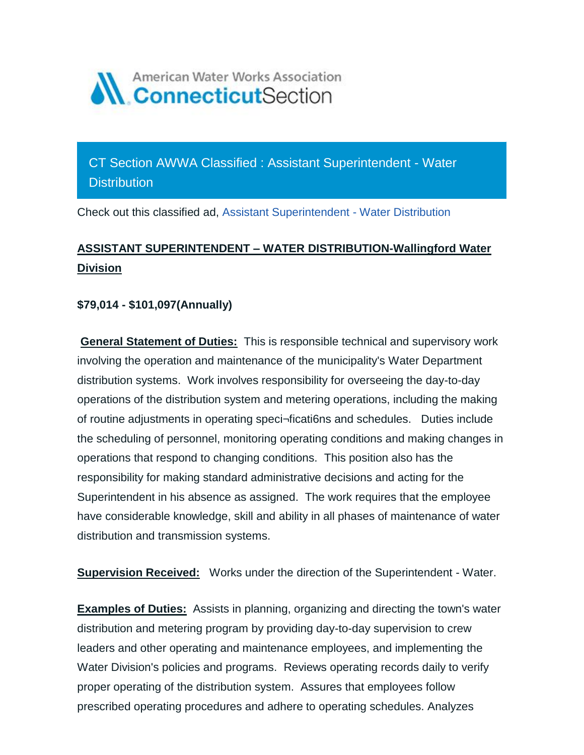American Water Works Association
**Connecticut**Section

# CT Section AWWA Classified : Assistant Superintendent - Water Distribution

Check out this classified ad, Assistant Superintendent - Water Distribution

## ASSISTANT SUPERINTENDENT – WATER DISTRIBUTION-Wallingford Water Division

**$79,014 - $101,097(Annually)**

**General Statement of Duties:** This is responsible technical and supervisory work involving the operation and maintenance of the municipality's Water Department distribution systems. Work involves responsibility for overseeing the day-to-day operations of the distribution system and metering operations, including the making of routine adjustments in operating speci¬ficati6ns and schedules. Duties include the scheduling of personnel, monitoring operating conditions and making changes in operations that respond to changing conditions. This position also has the responsibility for making standard administrative decisions and acting for the Superintendent in his absence as assigned. The work requires that the employee have considerable knowledge, skill and ability in all phases of maintenance of water distribution and transmission systems.

**Supervision Received:** Works under the direction of the Superintendent - Water.

**Examples of Duties:** Assists in planning, organizing and directing the town's water distribution and metering program by providing day-to-day supervision to crew leaders and other operating and maintenance employees, and implementing the Water Division's policies and programs. Reviews operating records daily to verify proper operating of the distribution system. Assures that employees follow prescribed operating procedures and adhere to operating schedules. Analyzes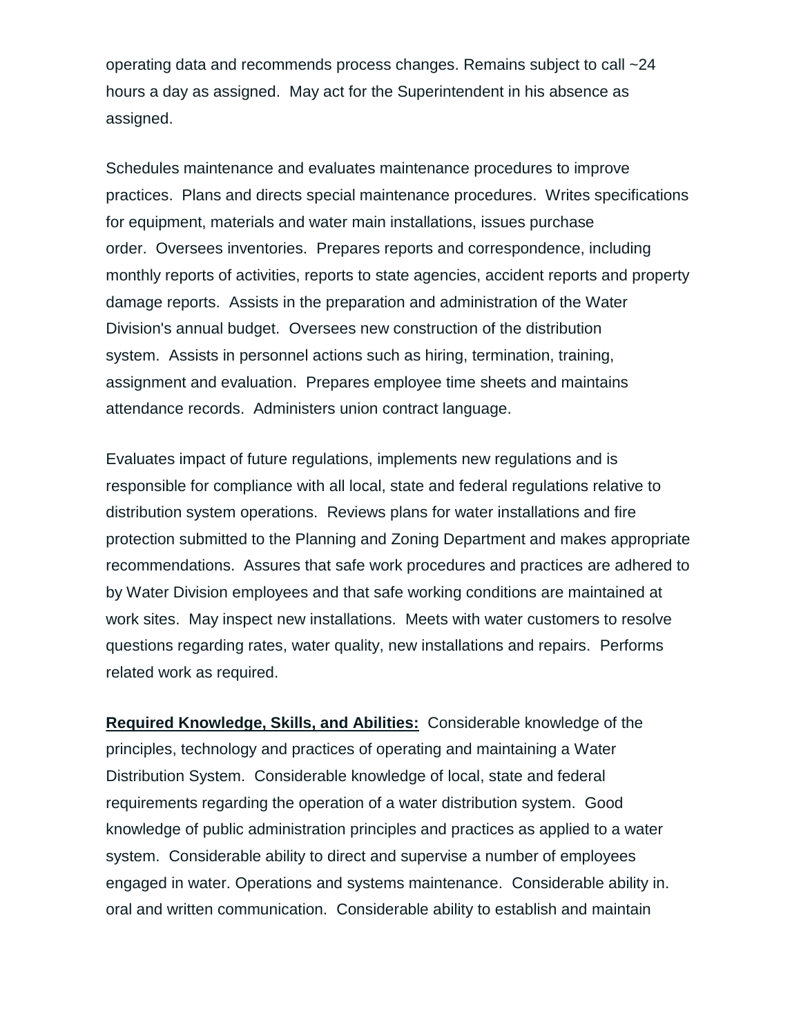operating data and recommends process changes. Remains subject to call ~24 hours a day as assigned. May act for the Superintendent in his absence as assigned.

Schedules maintenance and evaluates maintenance procedures to improve practices. Plans and directs special maintenance procedures. Writes specifications for equipment, materials and water main installations, issues purchase order. Oversees inventories. Prepares reports and correspondence, including monthly reports of activities, reports to state agencies, accident reports and property damage reports. Assists in the preparation and administration of the Water Division's annual budget. Oversees new construction of the distribution system. Assists in personnel actions such as hiring, termination, training, assignment and evaluation. Prepares employee time sheets and maintains attendance records. Administers union contract language.

Evaluates impact of future regulations, implements new regulations and is responsible for compliance with all local, state and federal regulations relative to distribution system operations. Reviews plans for water installations and fire protection submitted to the Planning and Zoning Department and makes appropriate recommendations. Assures that safe work procedures and practices are adhered to by Water Division employees and that safe working conditions are maintained at work sites. May inspect new installations. Meets with water customers to resolve questions regarding rates, water quality, new installations and repairs. Performs related work as required.

**Required Knowledge, Skills, and Abilities:** Considerable knowledge of the principles, technology and practices of operating and maintaining a Water Distribution System. Considerable knowledge of local, state and federal requirements regarding the operation of a water distribution system. Good knowledge of public administration principles and practices as applied to a water system. Considerable ability to direct and supervise a number of employees engaged in water. Operations and systems maintenance. Considerable ability in. oral and written communication. Considerable ability to establish and maintain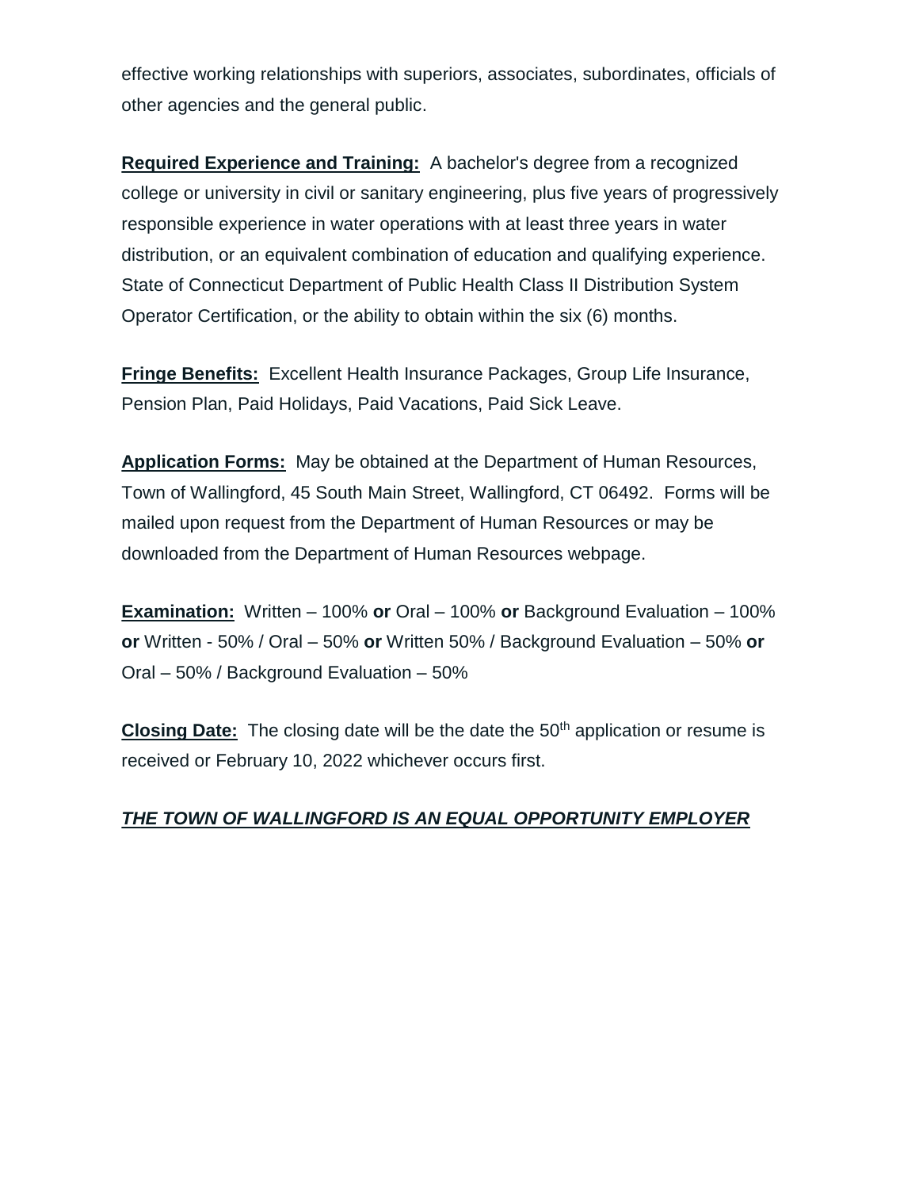effective working relationships with superiors, associates, subordinates, officials of other agencies and the general public.

**Required Experience and Training:** A bachelor's degree from a recognized college or university in civil or sanitary engineering, plus five years of progressively responsible experience in water operations with at least three years in water distribution, or an equivalent combination of education and qualifying experience. State of Connecticut Department of Public Health Class II Distribution System Operator Certification, or the ability to obtain within the six (6) months.

**Fringe Benefits:** Excellent Health Insurance Packages, Group Life Insurance, Pension Plan, Paid Holidays, Paid Vacations, Paid Sick Leave.

**Application Forms:** May be obtained at the Department of Human Resources, Town of Wallingford, 45 South Main Street, Wallingford, CT 06492. Forms will be mailed upon request from the Department of Human Resources or may be downloaded from the Department of Human Resources webpage.

**Examination:** Written – 100% **or** Oral – 100% **or** Background Evaluation – 100% **or** Written - 50% / Oral – 50% **or** Written 50% / Background Evaluation – 50% **or** Oral – 50% / Background Evaluation – 50%

**Closing Date:** The closing date will be the date the 50th application or resume is received or February 10, 2022 whichever occurs first.

***THE TOWN OF WALLINGFORD IS AN EQUAL OPPORTUNITY EMPLOYER***